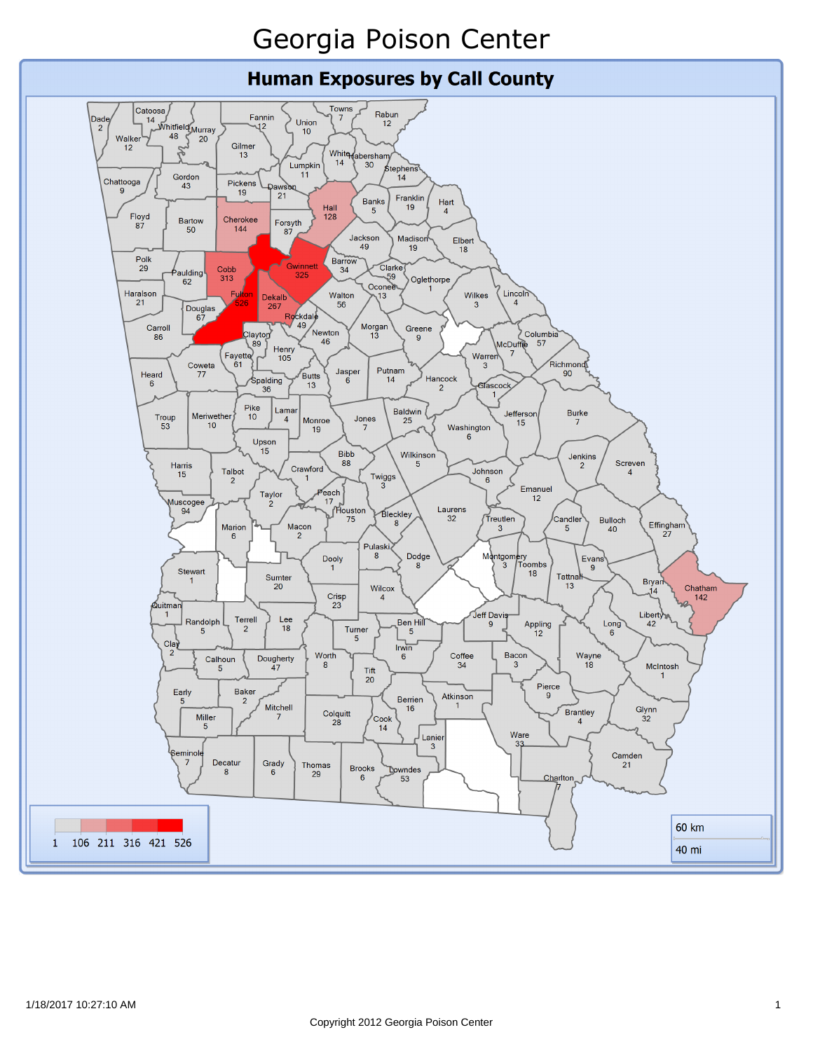# Georgia Poison Center

## Human Exposures by Call County

| County | Exposures |
|---|---|
| Dade | 2 |
| Catoosa | 14 |
| Whitfield | 48 |
| Murray | 20 |
| Fannin | 12 |
| Union | 10 |
| Towns | 7 |
| Rabun | 12 |
| Walker | 12 |
| Gilmer | 13 |
| White | 14 |
| Habersham | 30 |
| Lumpkin | 11 |
| Stephens | 14 |
| Chattooga | 9 |
| Gordon | 43 |
| Pickens | 19 |
| Dawson | 21 |
| Hall | 128 |
| Banks | 5 |
| Franklin | 19 |
| Hart | 4 |
| Floyd | 87 |
| Bartow | 50 |
| Cherokee | 144 |
| Forsyth | 87 |
| Jackson | 49 |
| Madison | 19 |
| Elbert | 18 |
| Polk | 29 |
| Paulding | 62 |
| Cobb | 313 |
| Gwinnett | 325 |
| Barrow | 34 |
| Clarke | 59 |
| Oglethorpe | 1 |
| Oconee | 13 |
| Haralson | 21 |
| Fulton | 526 |
| Dekalb | 267 |
| Walton | 56 |
| Wilkes | 3 |
| Lincoln | 4 |
| Douglas | 67 |
| Rockdale | 49 |
| Carroll | 86 |
| Clayton | 89 |
| Newton | 46 |
| Morgan | 13 |
| Greene | 9 |
| Columbia | 57 |
| McDuffie | 7 |
| Fayette | 61 |
| Henry | 105 |
| Warren | 3 |
| Richmond | 90 |
| Heard | 6 |
| Coweta | 77 |
| Butts | 13 |
| Jasper | 6 |
| Putnam | 14 |
| Hancock | 2 |
| Glascock | 1 |
| Spalding | 36 |
| Troup | 53 |
| Meriwether | 10 |
| Pike | 10 |
| Lamar | 4 |
| Monroe | 19 |
| Jones | 7 |
| Baldwin | 25 |
| Jefferson | 15 |
| Burke | 7 |
| Washington | 6 |
| Upson | 15 |
| Harris | 15 |
| Talbot | 2 |
| Crawford | 1 |
| Bibb | 88 |
| Wilkinson | 5 |
| Jenkins | 2 |
| Screven | 4 |
| Twiggs | 3 |
| Johnson | 6 |
| Muscogee | 94 |
| Taylor | 2 |
| Peach | 17 |
| Emanuel | 12 |
| Houston | 75 |
| Laurens | 32 |
| Marion | 6 |
| Macon | 2 |
| Bleckley | 8 |
| Treutlen | 3 |
| Candler | 5 |
| Bulloch | 40 |
| Effingham | 27 |
| Pulaski | 8 |
| Dooly | 1 |
| Dodge | 8 |
| Montgomery | 3 |
| Toombs | 18 |
| Evans | 9 |
| Stewart | 1 |
| Sumter | 20 |
| Tattnall | 13 |
| Bryan | 14 |
| Chatham | 142 |
| Wilcox | 4 |
| Crisp | 23 |
| Quitman | 1 |
| Randolph | 5 |
| Terrell | 2 |
| Lee | 18 |
| Ben Hill | 5 |
| Jeff Davis | 9 |
| Appling | 12 |
| Long | 6 |
| Liberty | 42 |
| Turner | 5 |
| Clay | 2 |
| Calhoun | 5 |
| Dougherty | 47 |
| Worth | 8 |
| Irwin | 6 |
| Coffee | 34 |
| Bacon | 3 |
| Wayne | 18 |
| McIntosh | 1 |
| Tift | 20 |
| Early | 5 |
| Baker | 2 |
| Mitchell | 7 |
| Colquitt | 28 |
| Berrien | 16 |
| Atkinson | 1 |
| Pierce | 9 |
| Miller | 5 |
| Cook | 14 |
| Brantley | 4 |
| Glynn | 32 |
| Lanier | 3 |
| Ware | 33 |
| Seminole | 7 |
| Decatur | 8 |
| Grady | 6 |
| Thomas | 29 |
| Brooks | 6 |
| Lowndes | 53 |
| Camden | 21 |
| Charlton | 7 |

Legend: 1, 106, 211, 316, 421, 526

Scale: 60 km / 40 mi

1/18/2017 10:27:10 AM

Copyright 2012 Georgia Poison Center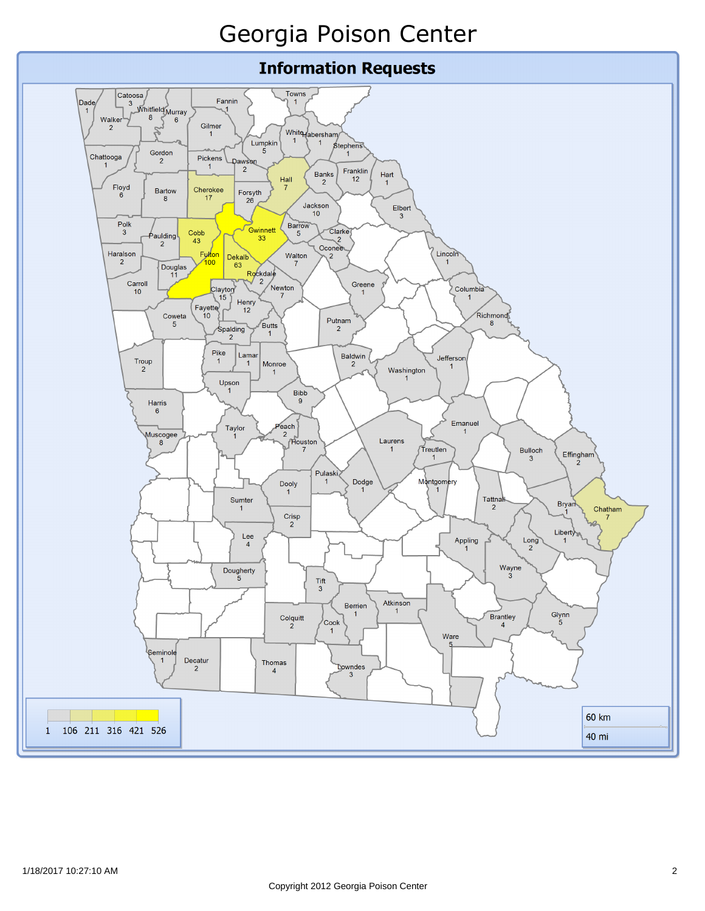# Georgia Poison Center

## Information Requests

| County | Requests |
| --- | --- |
| Dade | 1 |
| Catoosa | 3 |
| Walker | 2 |
| Whitfield | 8 |
| Murray | 6 |
| Fannin | 1 |
| Towns | 1 |
| Gilmer | 1 |
| White | 1 |
| Habersham | 1 |
| Lumpkin | 5 |
| Stephens | 1 |
| Chattooga | 1 |
| Gordon | 2 |
| Pickens | 1 |
| Dawson | 2 |
| Hall | 7 |
| Banks | 2 |
| Franklin | 12 |
| Hart | 1 |
| Floyd | 6 |
| Bartow | 8 |
| Cherokee | 17 |
| Forsyth | 26 |
| Jackson | 10 |
| Elbert | 3 |
| Polk | 3 |
| Paulding | 2 |
| Cobb | 43 |
| Gwinnett | 33 |
| Barrow | 5 |
| Clarke | 2 |
| Oconee | 2 |
| Haralson | 2 |
| Douglas | 11 |
| Fulton | 100 |
| Dekalb | 63 |
| Walton | 7 |
| Lincoln | 1 |
| Rockdale | 2 |
| Carroll | 10 |
| Clayton | 15 |
| Newton | 7 |
| Greene | 1 |
| Columbia | 1 |
| Fayette | 10 |
| Henry | 12 |
| Richmond | 8 |
| Coweta | 5 |
| Spalding | 2 |
| Butts | 1 |
| Putnam | 2 |
| Pike | 1 |
| Lamar | 1 |
| Monroe | 1 |
| Baldwin | 2 |
| Jefferson | 1 |
| Troup | 2 |
| Washington | 1 |
| Upson | 1 |
| Bibb | 9 |
| Harris | 6 |
| Emanuel | 1 |
| Taylor | 1 |
| Peach | 2 |
| Muscogee | 8 |
| Houston | 7 |
| Laurens | 1 |
| Treutlen | 1 |
| Bulloch | 3 |
| Effingham | 2 |
| Pulaski | 1 |
| Dooly | 1 |
| Dodge | 1 |
| Montgomery | 1 |
| Sumter | 1 |
| Tattnall | 2 |
| Bryan | 1 |
| Chatham | 7 |
| Crisp | 2 |
| Lee | 4 |
| Liberty | 1 |
| Appling | 1 |
| Long | 2 |
| Dougherty | 5 |
| Wayne | 3 |
| Tift | 3 |
| Berrien | 1 |
| Atkinson | 1 |
| Colquitt | 2 |
| Cook | 1 |
| Brantley | 4 |
| Glynn | 5 |
| Ware | 5 |
| Seminole | 1 |
| Decatur | 2 |
| Thomas | 4 |
| Lowndes | 3 |

Legend: 1, 106, 211, 316, 421, 526

Scale: 60 km / 40 mi

1/18/2017 10:27:10 AM

Copyright 2012 Georgia Poison Center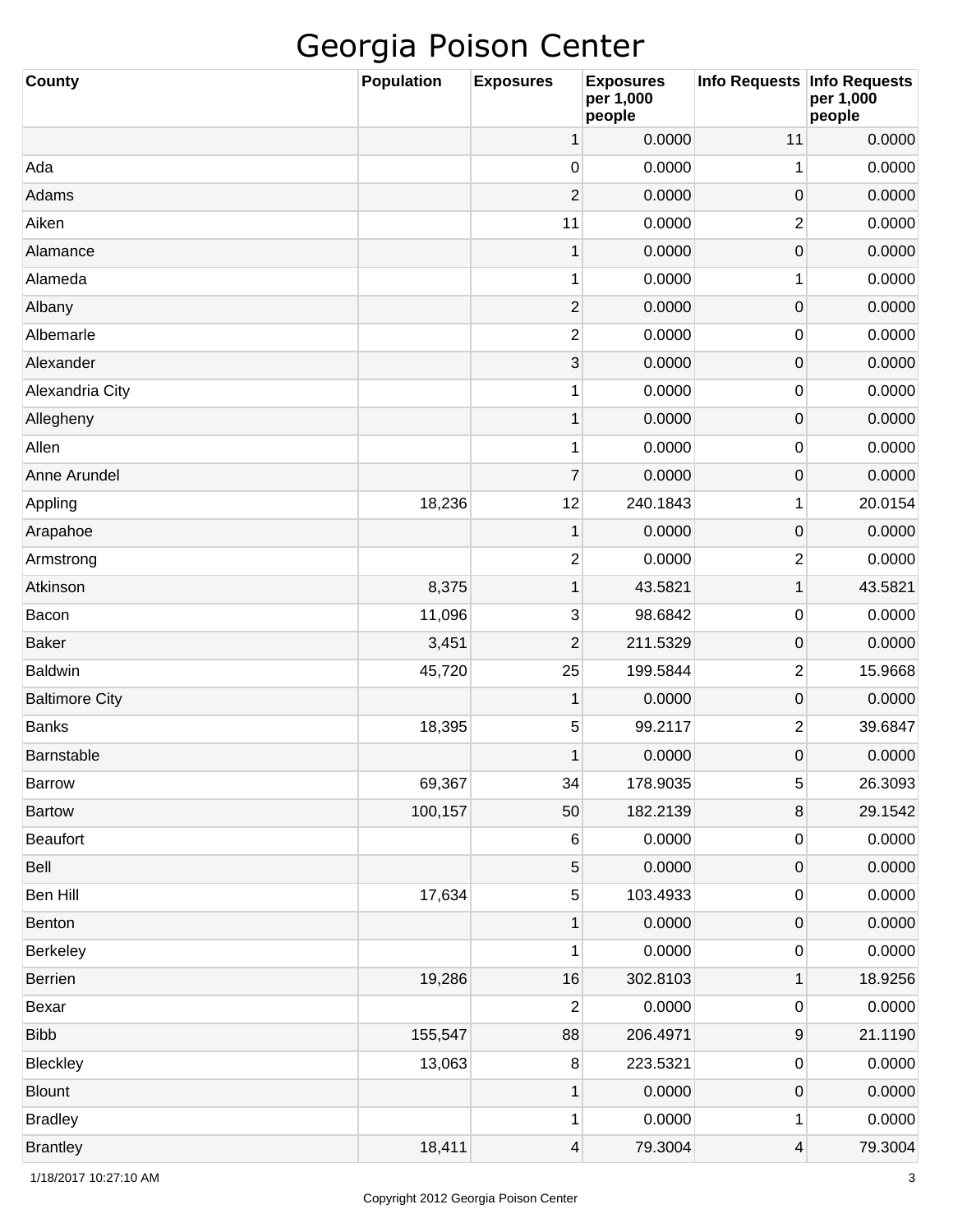# Georgia Poison Center

| County | Population | Exposures | Exposures per 1,000 people | Info Requests | Info Requests per 1,000 people |
|---|---|---|---|---|---|
| | | 1 | 0.0000 | 11 | 0.0000 |
| Ada | | 0 | 0.0000 | 1 | 0.0000 |
| Adams | | 2 | 0.0000 | 0 | 0.0000 |
| Aiken | | 11 | 0.0000 | 2 | 0.0000 |
| Alamance | | 1 | 0.0000 | 0 | 0.0000 |
| Alameda | | 1 | 0.0000 | 1 | 0.0000 |
| Albany | | 2 | 0.0000 | 0 | 0.0000 |
| Albemarle | | 2 | 0.0000 | 0 | 0.0000 |
| Alexander | | 3 | 0.0000 | 0 | 0.0000 |
| Alexandria City | | 1 | 0.0000 | 0 | 0.0000 |
| Allegheny | | 1 | 0.0000 | 0 | 0.0000 |
| Allen | | 1 | 0.0000 | 0 | 0.0000 |
| Anne Arundel | | 7 | 0.0000 | 0 | 0.0000 |
| Appling | 18,236 | 12 | 240.1843 | 1 | 20.0154 |
| Arapahoe | | 1 | 0.0000 | 0 | 0.0000 |
| Armstrong | | 2 | 0.0000 | 2 | 0.0000 |
| Atkinson | 8,375 | 1 | 43.5821 | 1 | 43.5821 |
| Bacon | 11,096 | 3 | 98.6842 | 0 | 0.0000 |
| Baker | 3,451 | 2 | 211.5329 | 0 | 0.0000 |
| Baldwin | 45,720 | 25 | 199.5844 | 2 | 15.9668 |
| Baltimore City | | 1 | 0.0000 | 0 | 0.0000 |
| Banks | 18,395 | 5 | 99.2117 | 2 | 39.6847 |
| Barnstable | | 1 | 0.0000 | 0 | 0.0000 |
| Barrow | 69,367 | 34 | 178.9035 | 5 | 26.3093 |
| Bartow | 100,157 | 50 | 182.2139 | 8 | 29.1542 |
| Beaufort | | 6 | 0.0000 | 0 | 0.0000 |
| Bell | | 5 | 0.0000 | 0 | 0.0000 |
| Ben Hill | 17,634 | 5 | 103.4933 | 0 | 0.0000 |
| Benton | | 1 | 0.0000 | 0 | 0.0000 |
| Berkeley | | 1 | 0.0000 | 0 | 0.0000 |
| Berrien | 19,286 | 16 | 302.8103 | 1 | 18.9256 |
| Bexar | | 2 | 0.0000 | 0 | 0.0000 |
| Bibb | 155,547 | 88 | 206.4971 | 9 | 21.1190 |
| Bleckley | 13,063 | 8 | 223.5321 | 0 | 0.0000 |
| Blount | | 1 | 0.0000 | 0 | 0.0000 |
| Bradley | | 1 | 0.0000 | 1 | 0.0000 |
| Brantley | 18,411 | 4 | 79.3004 | 4 | 79.3004 |

1/18/2017 10:27:10 AM

Copyright 2012 Georgia Poison Center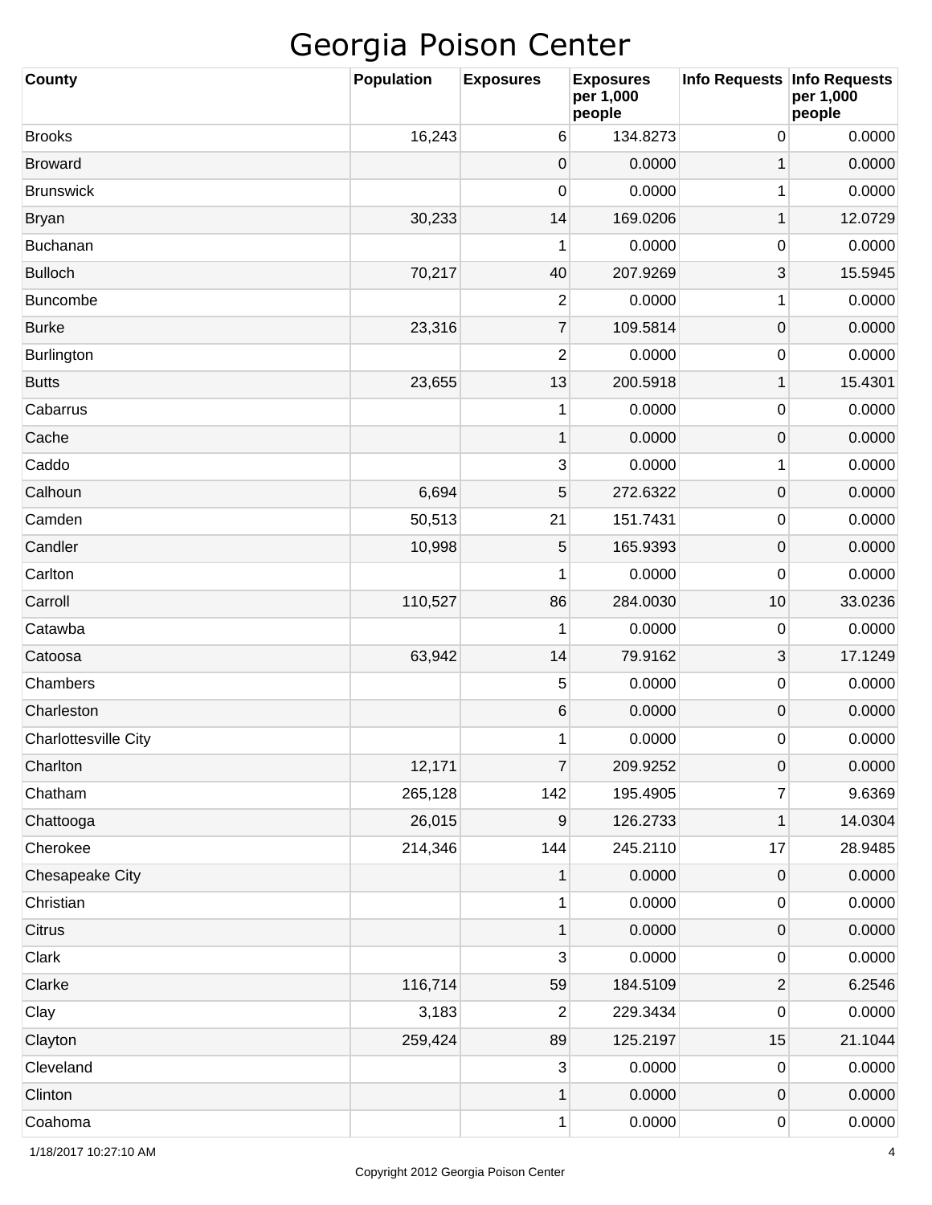# Georgia Poison Center

| County | Population | Exposures | Exposures per 1,000 people | Info Requests | Info Requests per 1,000 people |
|---|---|---|---|---|---|
| Brooks | 16,243 | 6 | 134.8273 | 0 | 0.0000 |
| Broward | | 0 | 0.0000 | 1 | 0.0000 |
| Brunswick | | 0 | 0.0000 | 1 | 0.0000 |
| Bryan | 30,233 | 14 | 169.0206 | 1 | 12.0729 |
| Buchanan | | 1 | 0.0000 | 0 | 0.0000 |
| Bulloch | 70,217 | 40 | 207.9269 | 3 | 15.5945 |
| Buncombe | | 2 | 0.0000 | 1 | 0.0000 |
| Burke | 23,316 | 7 | 109.5814 | 0 | 0.0000 |
| Burlington | | 2 | 0.0000 | 0 | 0.0000 |
| Butts | 23,655 | 13 | 200.5918 | 1 | 15.4301 |
| Cabarrus | | 1 | 0.0000 | 0 | 0.0000 |
| Cache | | 1 | 0.0000 | 0 | 0.0000 |
| Caddo | | 3 | 0.0000 | 1 | 0.0000 |
| Calhoun | 6,694 | 5 | 272.6322 | 0 | 0.0000 |
| Camden | 50,513 | 21 | 151.7431 | 0 | 0.0000 |
| Candler | 10,998 | 5 | 165.9393 | 0 | 0.0000 |
| Carlton | | 1 | 0.0000 | 0 | 0.0000 |
| Carroll | 110,527 | 86 | 284.0030 | 10 | 33.0236 |
| Catawba | | 1 | 0.0000 | 0 | 0.0000 |
| Catoosa | 63,942 | 14 | 79.9162 | 3 | 17.1249 |
| Chambers | | 5 | 0.0000 | 0 | 0.0000 |
| Charleston | | 6 | 0.0000 | 0 | 0.0000 |
| Charlottesville City | | 1 | 0.0000 | 0 | 0.0000 |
| Charlton | 12,171 | 7 | 209.9252 | 0 | 0.0000 |
| Chatham | 265,128 | 142 | 195.4905 | 7 | 9.6369 |
| Chattooga | 26,015 | 9 | 126.2733 | 1 | 14.0304 |
| Cherokee | 214,346 | 144 | 245.2110 | 17 | 28.9485 |
| Chesapeake City | | 1 | 0.0000 | 0 | 0.0000 |
| Christian | | 1 | 0.0000 | 0 | 0.0000 |
| Citrus | | 1 | 0.0000 | 0 | 0.0000 |
| Clark | | 3 | 0.0000 | 0 | 0.0000 |
| Clarke | 116,714 | 59 | 184.5109 | 2 | 6.2546 |
| Clay | 3,183 | 2 | 229.3434 | 0 | 0.0000 |
| Clayton | 259,424 | 89 | 125.2197 | 15 | 21.1044 |
| Cleveland | | 3 | 0.0000 | 0 | 0.0000 |
| Clinton | | 1 | 0.0000 | 0 | 0.0000 |
| Coahoma | | 1 | 0.0000 | 0 | 0.0000 |

1/18/2017 10:27:10 AM

Copyright 2012 Georgia Poison Center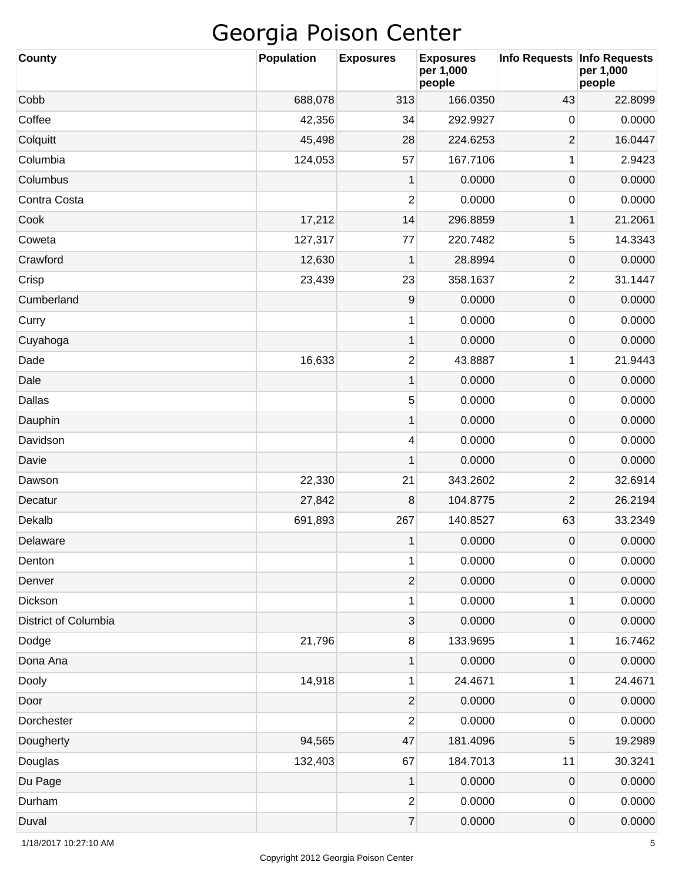# Georgia Poison Center

| County | Population | Exposures | Exposures per 1,000 people | Info Requests | Info Requests per 1,000 people |
|---|---|---|---|---|---|
| Cobb | 688,078 | 313 | 166.0350 | 43 | 22.8099 |
| Coffee | 42,356 | 34 | 292.9927 | 0 | 0.0000 |
| Colquitt | 45,498 | 28 | 224.6253 | 2 | 16.0447 |
| Columbia | 124,053 | 57 | 167.7106 | 1 | 2.9423 |
| Columbus | | 1 | 0.0000 | 0 | 0.0000 |
| Contra Costa | | 2 | 0.0000 | 0 | 0.0000 |
| Cook | 17,212 | 14 | 296.8859 | 1 | 21.2061 |
| Coweta | 127,317 | 77 | 220.7482 | 5 | 14.3343 |
| Crawford | 12,630 | 1 | 28.8994 | 0 | 0.0000 |
| Crisp | 23,439 | 23 | 358.1637 | 2 | 31.1447 |
| Cumberland | | 9 | 0.0000 | 0 | 0.0000 |
| Curry | | 1 | 0.0000 | 0 | 0.0000 |
| Cuyahoga | | 1 | 0.0000 | 0 | 0.0000 |
| Dade | 16,633 | 2 | 43.8887 | 1 | 21.9443 |
| Dale | | 1 | 0.0000 | 0 | 0.0000 |
| Dallas | | 5 | 0.0000 | 0 | 0.0000 |
| Dauphin | | 1 | 0.0000 | 0 | 0.0000 |
| Davidson | | 4 | 0.0000 | 0 | 0.0000 |
| Davie | | 1 | 0.0000 | 0 | 0.0000 |
| Dawson | 22,330 | 21 | 343.2602 | 2 | 32.6914 |
| Decatur | 27,842 | 8 | 104.8775 | 2 | 26.2194 |
| Dekalb | 691,893 | 267 | 140.8527 | 63 | 33.2349 |
| Delaware | | 1 | 0.0000 | 0 | 0.0000 |
| Denton | | 1 | 0.0000 | 0 | 0.0000 |
| Denver | | 2 | 0.0000 | 0 | 0.0000 |
| Dickson | | 1 | 0.0000 | 1 | 0.0000 |
| District of Columbia | | 3 | 0.0000 | 0 | 0.0000 |
| Dodge | 21,796 | 8 | 133.9695 | 1 | 16.7462 |
| Dona Ana | | 1 | 0.0000 | 0 | 0.0000 |
| Dooly | 14,918 | 1 | 24.4671 | 1 | 24.4671 |
| Door | | 2 | 0.0000 | 0 | 0.0000 |
| Dorchester | | 2 | 0.0000 | 0 | 0.0000 |
| Dougherty | 94,565 | 47 | 181.4096 | 5 | 19.2989 |
| Douglas | 132,403 | 67 | 184.7013 | 11 | 30.3241 |
| Du Page | | 1 | 0.0000 | 0 | 0.0000 |
| Durham | | 2 | 0.0000 | 0 | 0.0000 |
| Duval | | 7 | 0.0000 | 0 | 0.0000 |

1/18/2017 10:27:10 AM

Copyright 2012 Georgia Poison Center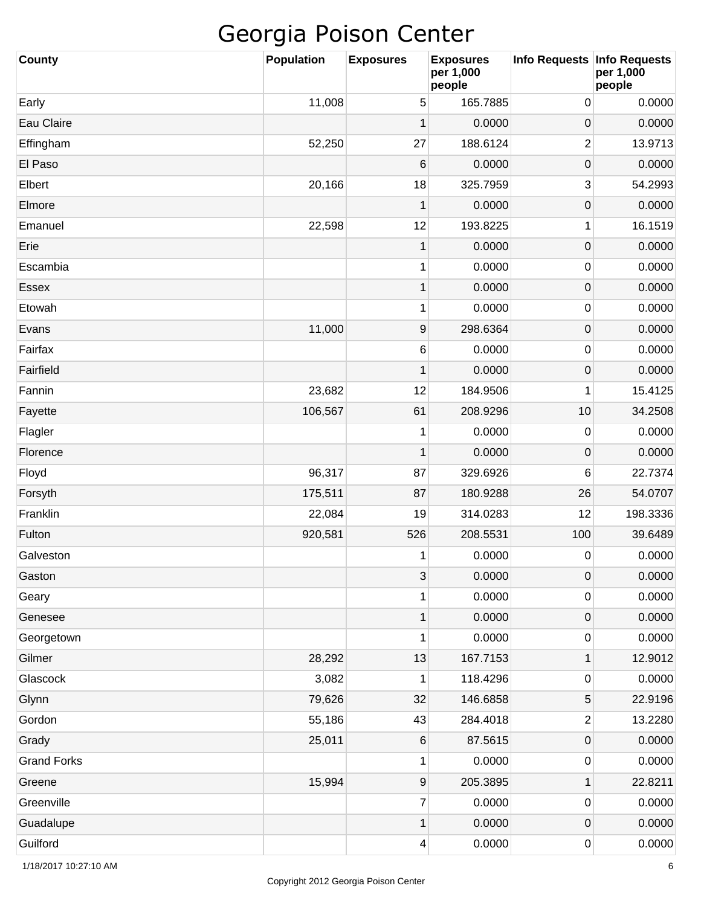# Georgia Poison Center

| County | Population | Exposures | Exposures per 1,000 people | Info Requests | Info Requests per 1,000 people |
|---|---|---|---|---|---|
| Early | 11,008 | 5 | 165.7885 | 0 | 0.0000 |
| Eau Claire | | 1 | 0.0000 | 0 | 0.0000 |
| Effingham | 52,250 | 27 | 188.6124 | 2 | 13.9713 |
| El Paso | | 6 | 0.0000 | 0 | 0.0000 |
| Elbert | 20,166 | 18 | 325.7959 | 3 | 54.2993 |
| Elmore | | 1 | 0.0000 | 0 | 0.0000 |
| Emanuel | 22,598 | 12 | 193.8225 | 1 | 16.1519 |
| Erie | | 1 | 0.0000 | 0 | 0.0000 |
| Escambia | | 1 | 0.0000 | 0 | 0.0000 |
| Essex | | 1 | 0.0000 | 0 | 0.0000 |
| Etowah | | 1 | 0.0000 | 0 | 0.0000 |
| Evans | 11,000 | 9 | 298.6364 | 0 | 0.0000 |
| Fairfax | | 6 | 0.0000 | 0 | 0.0000 |
| Fairfield | | 1 | 0.0000 | 0 | 0.0000 |
| Fannin | 23,682 | 12 | 184.9506 | 1 | 15.4125 |
| Fayette | 106,567 | 61 | 208.9296 | 10 | 34.2508 |
| Flagler | | 1 | 0.0000 | 0 | 0.0000 |
| Florence | | 1 | 0.0000 | 0 | 0.0000 |
| Floyd | 96,317 | 87 | 329.6926 | 6 | 22.7374 |
| Forsyth | 175,511 | 87 | 180.9288 | 26 | 54.0707 |
| Franklin | 22,084 | 19 | 314.0283 | 12 | 198.3336 |
| Fulton | 920,581 | 526 | 208.5531 | 100 | 39.6489 |
| Galveston | | 1 | 0.0000 | 0 | 0.0000 |
| Gaston | | 3 | 0.0000 | 0 | 0.0000 |
| Geary | | 1 | 0.0000 | 0 | 0.0000 |
| Genesee | | 1 | 0.0000 | 0 | 0.0000 |
| Georgetown | | 1 | 0.0000 | 0 | 0.0000 |
| Gilmer | 28,292 | 13 | 167.7153 | 1 | 12.9012 |
| Glascock | 3,082 | 1 | 118.4296 | 0 | 0.0000 |
| Glynn | 79,626 | 32 | 146.6858 | 5 | 22.9196 |
| Gordon | 55,186 | 43 | 284.4018 | 2 | 13.2280 |
| Grady | 25,011 | 6 | 87.5615 | 0 | 0.0000 |
| Grand Forks | | 1 | 0.0000 | 0 | 0.0000 |
| Greene | 15,994 | 9 | 205.3895 | 1 | 22.8211 |
| Greenville | | 7 | 0.0000 | 0 | 0.0000 |
| Guadalupe | | 1 | 0.0000 | 0 | 0.0000 |
| Guilford | | 4 | 0.0000 | 0 | 0.0000 |

1/18/2017 10:27:10 AM

Copyright 2012 Georgia Poison Center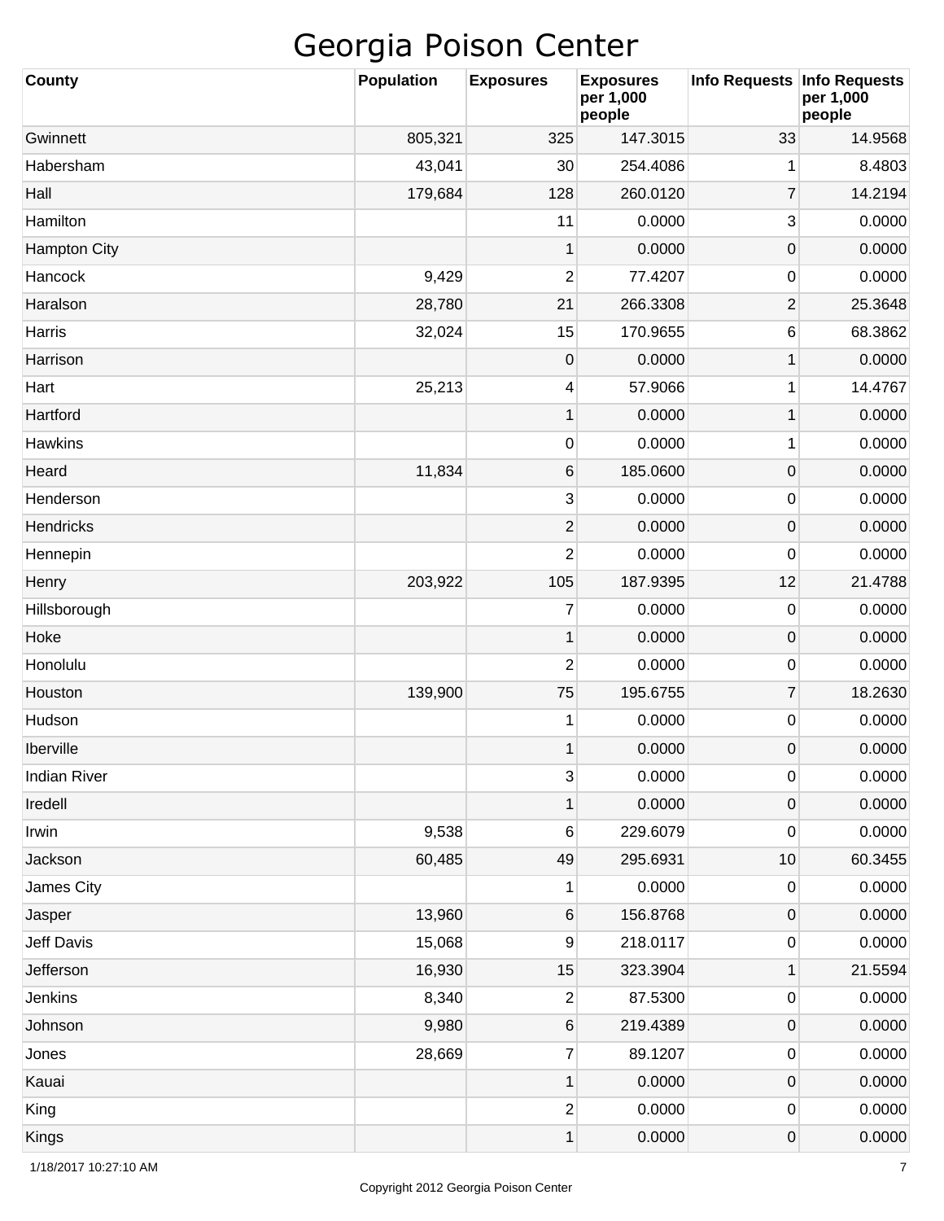# Georgia Poison Center

| County | Population | Exposures | Exposures per 1,000 people | Info Requests | Info Requests per 1,000 people |
|---|---|---|---|---|---|
| Gwinnett | 805,321 | 325 | 147.3015 | 33 | 14.9568 |
| Habersham | 43,041 | 30 | 254.4086 | 1 | 8.4803 |
| Hall | 179,684 | 128 | 260.0120 | 7 | 14.2194 |
| Hamilton | | 11 | 0.0000 | 3 | 0.0000 |
| Hampton City | | 1 | 0.0000 | 0 | 0.0000 |
| Hancock | 9,429 | 2 | 77.4207 | 0 | 0.0000 |
| Haralson | 28,780 | 21 | 266.3308 | 2 | 25.3648 |
| Harris | 32,024 | 15 | 170.9655 | 6 | 68.3862 |
| Harrison | | 0 | 0.0000 | 1 | 0.0000 |
| Hart | 25,213 | 4 | 57.9066 | 1 | 14.4767 |
| Hartford | | 1 | 0.0000 | 1 | 0.0000 |
| Hawkins | | 0 | 0.0000 | 1 | 0.0000 |
| Heard | 11,834 | 6 | 185.0600 | 0 | 0.0000 |
| Henderson | | 3 | 0.0000 | 0 | 0.0000 |
| Hendricks | | 2 | 0.0000 | 0 | 0.0000 |
| Hennepin | | 2 | 0.0000 | 0 | 0.0000 |
| Henry | 203,922 | 105 | 187.9395 | 12 | 21.4788 |
| Hillsborough | | 7 | 0.0000 | 0 | 0.0000 |
| Hoke | | 1 | 0.0000 | 0 | 0.0000 |
| Honolulu | | 2 | 0.0000 | 0 | 0.0000 |
| Houston | 139,900 | 75 | 195.6755 | 7 | 18.2630 |
| Hudson | | 1 | 0.0000 | 0 | 0.0000 |
| Iberville | | 1 | 0.0000 | 0 | 0.0000 |
| Indian River | | 3 | 0.0000 | 0 | 0.0000 |
| Iredell | | 1 | 0.0000 | 0 | 0.0000 |
| Irwin | 9,538 | 6 | 229.6079 | 0 | 0.0000 |
| Jackson | 60,485 | 49 | 295.6931 | 10 | 60.3455 |
| James City | | 1 | 0.0000 | 0 | 0.0000 |
| Jasper | 13,960 | 6 | 156.8768 | 0 | 0.0000 |
| Jeff Davis | 15,068 | 9 | 218.0117 | 0 | 0.0000 |
| Jefferson | 16,930 | 15 | 323.3904 | 1 | 21.5594 |
| Jenkins | 8,340 | 2 | 87.5300 | 0 | 0.0000 |
| Johnson | 9,980 | 6 | 219.4389 | 0 | 0.0000 |
| Jones | 28,669 | 7 | 89.1207 | 0 | 0.0000 |
| Kauai | | 1 | 0.0000 | 0 | 0.0000 |
| King | | 2 | 0.0000 | 0 | 0.0000 |
| Kings | | 1 | 0.0000 | 0 | 0.0000 |

1/18/2017 10:27:10 AM

Copyright 2012 Georgia Poison Center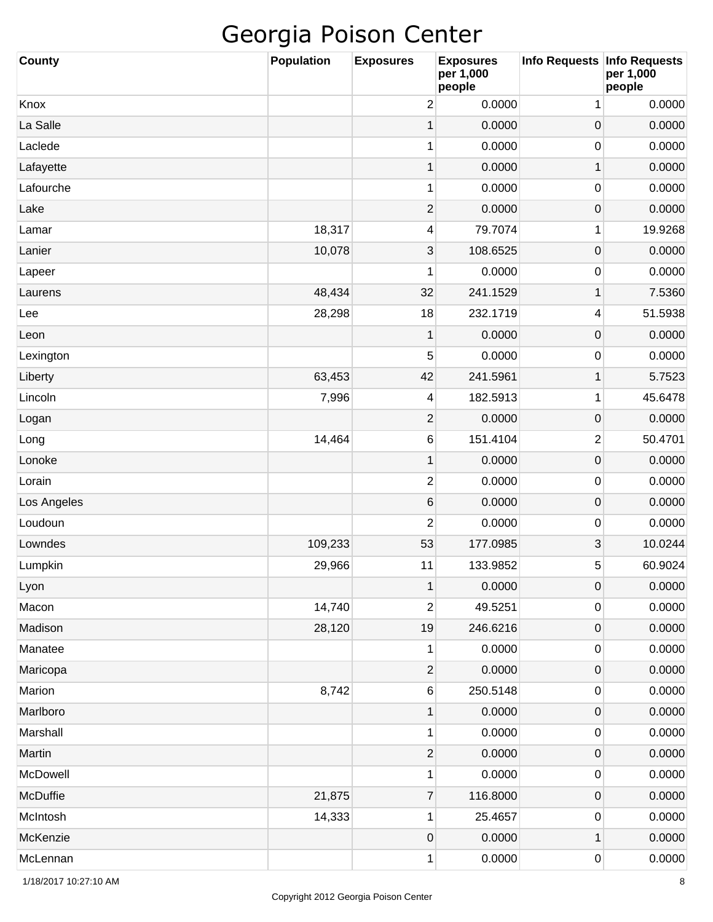# Georgia Poison Center

| County | Population | Exposures | Exposures per 1,000 people | Info Requests | Info Requests per 1,000 people |
|---|---|---|---|---|---|
| Knox | | 2 | 0.0000 | 1 | 0.0000 |
| La Salle | | 1 | 0.0000 | 0 | 0.0000 |
| Laclede | | 1 | 0.0000 | 0 | 0.0000 |
| Lafayette | | 1 | 0.0000 | 1 | 0.0000 |
| Lafourche | | 1 | 0.0000 | 0 | 0.0000 |
| Lake | | 2 | 0.0000 | 0 | 0.0000 |
| Lamar | 18,317 | 4 | 79.7074 | 1 | 19.9268 |
| Lanier | 10,078 | 3 | 108.6525 | 0 | 0.0000 |
| Lapeer | | 1 | 0.0000 | 0 | 0.0000 |
| Laurens | 48,434 | 32 | 241.1529 | 1 | 7.5360 |
| Lee | 28,298 | 18 | 232.1719 | 4 | 51.5938 |
| Leon | | 1 | 0.0000 | 0 | 0.0000 |
| Lexington | | 5 | 0.0000 | 0 | 0.0000 |
| Liberty | 63,453 | 42 | 241.5961 | 1 | 5.7523 |
| Lincoln | 7,996 | 4 | 182.5913 | 1 | 45.6478 |
| Logan | | 2 | 0.0000 | 0 | 0.0000 |
| Long | 14,464 | 6 | 151.4104 | 2 | 50.4701 |
| Lonoke | | 1 | 0.0000 | 0 | 0.0000 |
| Lorain | | 2 | 0.0000 | 0 | 0.0000 |
| Los Angeles | | 6 | 0.0000 | 0 | 0.0000 |
| Loudoun | | 2 | 0.0000 | 0 | 0.0000 |
| Lowndes | 109,233 | 53 | 177.0985 | 3 | 10.0244 |
| Lumpkin | 29,966 | 11 | 133.9852 | 5 | 60.9024 |
| Lyon | | 1 | 0.0000 | 0 | 0.0000 |
| Macon | 14,740 | 2 | 49.5251 | 0 | 0.0000 |
| Madison | 28,120 | 19 | 246.6216 | 0 | 0.0000 |
| Manatee | | 1 | 0.0000 | 0 | 0.0000 |
| Maricopa | | 2 | 0.0000 | 0 | 0.0000 |
| Marion | 8,742 | 6 | 250.5148 | 0 | 0.0000 |
| Marlboro | | 1 | 0.0000 | 0 | 0.0000 |
| Marshall | | 1 | 0.0000 | 0 | 0.0000 |
| Martin | | 2 | 0.0000 | 0 | 0.0000 |
| McDowell | | 1 | 0.0000 | 0 | 0.0000 |
| McDuffie | 21,875 | 7 | 116.8000 | 0 | 0.0000 |
| McIntosh | 14,333 | 1 | 25.4657 | 0 | 0.0000 |
| McKenzie | | 0 | 0.0000 | 1 | 0.0000 |
| McLennan | | 1 | 0.0000 | 0 | 0.0000 |

1/18/2017 10:27:10 AM

Copyright 2012 Georgia Poison Center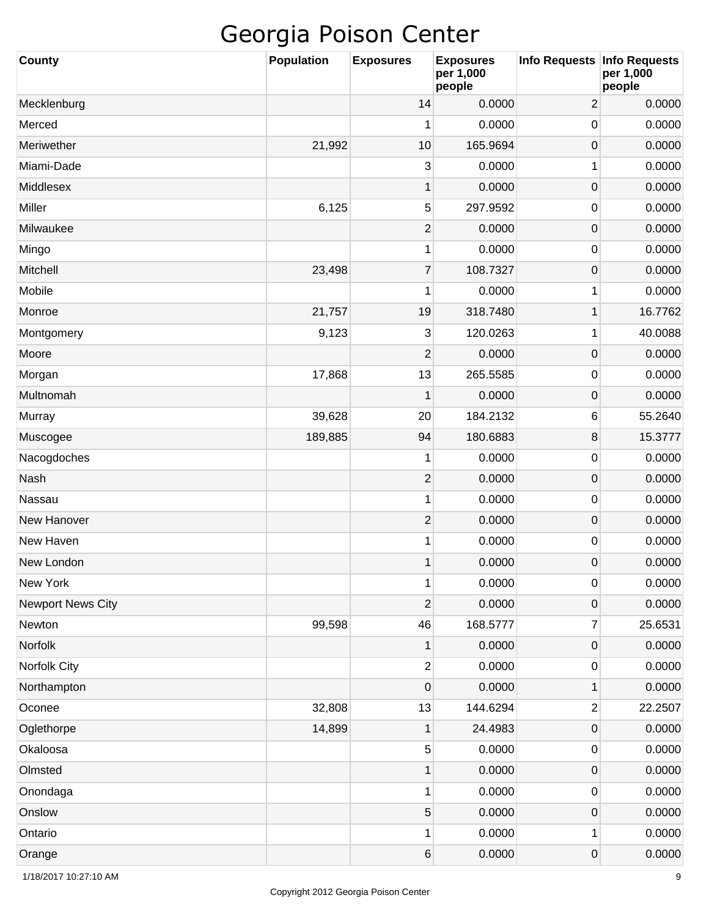# Georgia Poison Center

| County | Population | Exposures | Exposures per 1,000 people | Info Requests | Info Requests per 1,000 people |
|---|---|---|---|---|---|
| Mecklenburg | | 14 | 0.0000 | 2 | 0.0000 |
| Merced | | 1 | 0.0000 | 0 | 0.0000 |
| Meriwether | 21,992 | 10 | 165.9694 | 0 | 0.0000 |
| Miami-Dade | | 3 | 0.0000 | 1 | 0.0000 |
| Middlesex | | 1 | 0.0000 | 0 | 0.0000 |
| Miller | 6,125 | 5 | 297.9592 | 0 | 0.0000 |
| Milwaukee | | 2 | 0.0000 | 0 | 0.0000 |
| Mingo | | 1 | 0.0000 | 0 | 0.0000 |
| Mitchell | 23,498 | 7 | 108.7327 | 0 | 0.0000 |
| Mobile | | 1 | 0.0000 | 1 | 0.0000 |
| Monroe | 21,757 | 19 | 318.7480 | 1 | 16.7762 |
| Montgomery | 9,123 | 3 | 120.0263 | 1 | 40.0088 |
| Moore | | 2 | 0.0000 | 0 | 0.0000 |
| Morgan | 17,868 | 13 | 265.5585 | 0 | 0.0000 |
| Multnomah | | 1 | 0.0000 | 0 | 0.0000 |
| Murray | 39,628 | 20 | 184.2132 | 6 | 55.2640 |
| Muscogee | 189,885 | 94 | 180.6883 | 8 | 15.3777 |
| Nacogdoches | | 1 | 0.0000 | 0 | 0.0000 |
| Nash | | 2 | 0.0000 | 0 | 0.0000 |
| Nassau | | 1 | 0.0000 | 0 | 0.0000 |
| New Hanover | | 2 | 0.0000 | 0 | 0.0000 |
| New Haven | | 1 | 0.0000 | 0 | 0.0000 |
| New London | | 1 | 0.0000 | 0 | 0.0000 |
| New York | | 1 | 0.0000 | 0 | 0.0000 |
| Newport News City | | 2 | 0.0000 | 0 | 0.0000 |
| Newton | 99,598 | 46 | 168.5777 | 7 | 25.6531 |
| Norfolk | | 1 | 0.0000 | 0 | 0.0000 |
| Norfolk City | | 2 | 0.0000 | 0 | 0.0000 |
| Northampton | | 0 | 0.0000 | 1 | 0.0000 |
| Oconee | 32,808 | 13 | 144.6294 | 2 | 22.2507 |
| Oglethorpe | 14,899 | 1 | 24.4983 | 0 | 0.0000 |
| Okaloosa | | 5 | 0.0000 | 0 | 0.0000 |
| Olmsted | | 1 | 0.0000 | 0 | 0.0000 |
| Onondaga | | 1 | 0.0000 | 0 | 0.0000 |
| Onslow | | 5 | 0.0000 | 0 | 0.0000 |
| Ontario | | 1 | 0.0000 | 1 | 0.0000 |
| Orange | | 6 | 0.0000 | 0 | 0.0000 |

1/18/2017 10:27:10 AM

Copyright 2012 Georgia Poison Center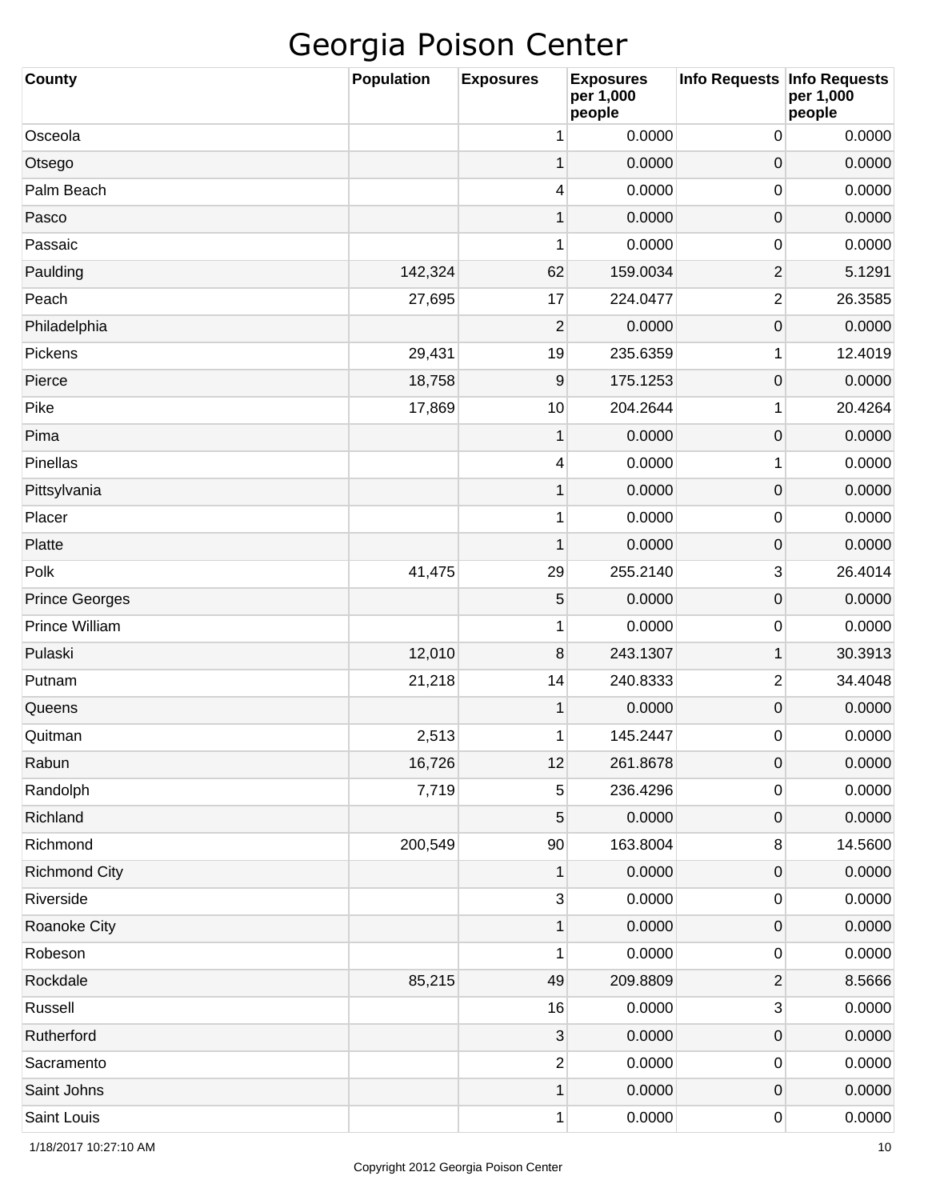# Georgia Poison Center

| County | Population | Exposures | Exposures per 1,000 people | Info Requests | Info Requests per 1,000 people |
|---|---|---|---|---|---|
| Osceola | | 1 | 0.0000 | 0 | 0.0000 |
| Otsego | | 1 | 0.0000 | 0 | 0.0000 |
| Palm Beach | | 4 | 0.0000 | 0 | 0.0000 |
| Pasco | | 1 | 0.0000 | 0 | 0.0000 |
| Passaic | | 1 | 0.0000 | 0 | 0.0000 |
| Paulding | 142,324 | 62 | 159.0034 | 2 | 5.1291 |
| Peach | 27,695 | 17 | 224.0477 | 2 | 26.3585 |
| Philadelphia | | 2 | 0.0000 | 0 | 0.0000 |
| Pickens | 29,431 | 19 | 235.6359 | 1 | 12.4019 |
| Pierce | 18,758 | 9 | 175.1253 | 0 | 0.0000 |
| Pike | 17,869 | 10 | 204.2644 | 1 | 20.4264 |
| Pima | | 1 | 0.0000 | 0 | 0.0000 |
| Pinellas | | 4 | 0.0000 | 1 | 0.0000 |
| Pittsylvania | | 1 | 0.0000 | 0 | 0.0000 |
| Placer | | 1 | 0.0000 | 0 | 0.0000 |
| Platte | | 1 | 0.0000 | 0 | 0.0000 |
| Polk | 41,475 | 29 | 255.2140 | 3 | 26.4014 |
| Prince Georges | | 5 | 0.0000 | 0 | 0.0000 |
| Prince William | | 1 | 0.0000 | 0 | 0.0000 |
| Pulaski | 12,010 | 8 | 243.1307 | 1 | 30.3913 |
| Putnam | 21,218 | 14 | 240.8333 | 2 | 34.4048 |
| Queens | | 1 | 0.0000 | 0 | 0.0000 |
| Quitman | 2,513 | 1 | 145.2447 | 0 | 0.0000 |
| Rabun | 16,726 | 12 | 261.8678 | 0 | 0.0000 |
| Randolph | 7,719 | 5 | 236.4296 | 0 | 0.0000 |
| Richland | | 5 | 0.0000 | 0 | 0.0000 |
| Richmond | 200,549 | 90 | 163.8004 | 8 | 14.5600 |
| Richmond City | | 1 | 0.0000 | 0 | 0.0000 |
| Riverside | | 3 | 0.0000 | 0 | 0.0000 |
| Roanoke City | | 1 | 0.0000 | 0 | 0.0000 |
| Robeson | | 1 | 0.0000 | 0 | 0.0000 |
| Rockdale | 85,215 | 49 | 209.8809 | 2 | 8.5666 |
| Russell | | 16 | 0.0000 | 3 | 0.0000 |
| Rutherford | | 3 | 0.0000 | 0 | 0.0000 |
| Sacramento | | 2 | 0.0000 | 0 | 0.0000 |
| Saint Johns | | 1 | 0.0000 | 0 | 0.0000 |
| Saint Louis | | 1 | 0.0000 | 0 | 0.0000 |

1/18/2017 10:27:10 AM

Copyright 2012 Georgia Poison Center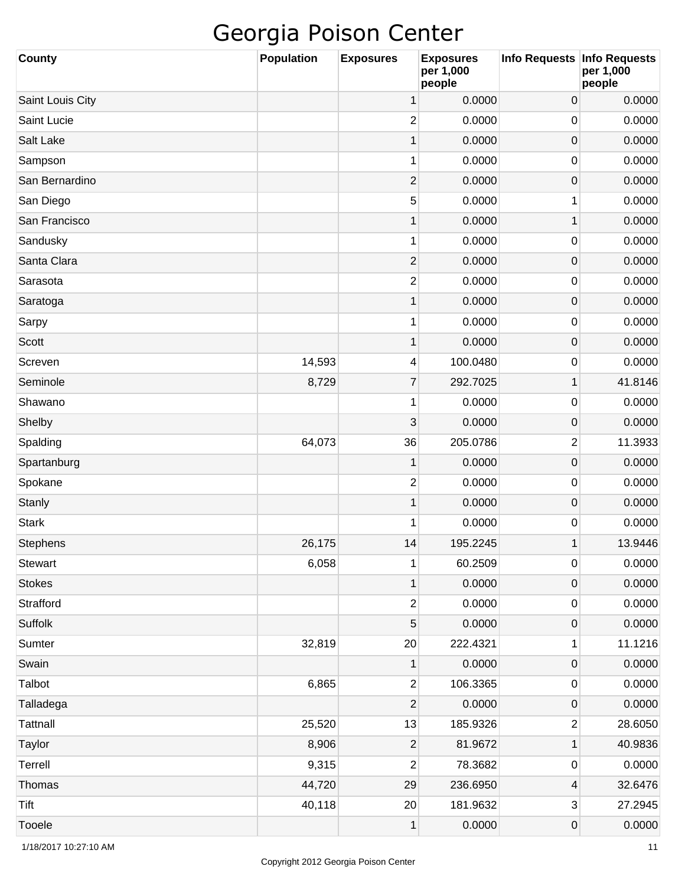# Georgia Poison Center

| County | Population | Exposures | Exposures per 1,000 people | Info Requests | Info Requests per 1,000 people |
|---|---|---|---|---|---|
| Saint Louis City | | 1 | 0.0000 | 0 | 0.0000 |
| Saint Lucie | | 2 | 0.0000 | 0 | 0.0000 |
| Salt Lake | | 1 | 0.0000 | 0 | 0.0000 |
| Sampson | | 1 | 0.0000 | 0 | 0.0000 |
| San Bernardino | | 2 | 0.0000 | 0 | 0.0000 |
| San Diego | | 5 | 0.0000 | 1 | 0.0000 |
| San Francisco | | 1 | 0.0000 | 1 | 0.0000 |
| Sandusky | | 1 | 0.0000 | 0 | 0.0000 |
| Santa Clara | | 2 | 0.0000 | 0 | 0.0000 |
| Sarasota | | 2 | 0.0000 | 0 | 0.0000 |
| Saratoga | | 1 | 0.0000 | 0 | 0.0000 |
| Sarpy | | 1 | 0.0000 | 0 | 0.0000 |
| Scott | | 1 | 0.0000 | 0 | 0.0000 |
| Screven | 14,593 | 4 | 100.0480 | 0 | 0.0000 |
| Seminole | 8,729 | 7 | 292.7025 | 1 | 41.8146 |
| Shawano | | 1 | 0.0000 | 0 | 0.0000 |
| Shelby | | 3 | 0.0000 | 0 | 0.0000 |
| Spalding | 64,073 | 36 | 205.0786 | 2 | 11.3933 |
| Spartanburg | | 1 | 0.0000 | 0 | 0.0000 |
| Spokane | | 2 | 0.0000 | 0 | 0.0000 |
| Stanly | | 1 | 0.0000 | 0 | 0.0000 |
| Stark | | 1 | 0.0000 | 0 | 0.0000 |
| Stephens | 26,175 | 14 | 195.2245 | 1 | 13.9446 |
| Stewart | 6,058 | 1 | 60.2509 | 0 | 0.0000 |
| Stokes | | 1 | 0.0000 | 0 | 0.0000 |
| Strafford | | 2 | 0.0000 | 0 | 0.0000 |
| Suffolk | | 5 | 0.0000 | 0 | 0.0000 |
| Sumter | 32,819 | 20 | 222.4321 | 1 | 11.1216 |
| Swain | | 1 | 0.0000 | 0 | 0.0000 |
| Talbot | 6,865 | 2 | 106.3365 | 0 | 0.0000 |
| Talladega | | 2 | 0.0000 | 0 | 0.0000 |
| Tattnall | 25,520 | 13 | 185.9326 | 2 | 28.6050 |
| Taylor | 8,906 | 2 | 81.9672 | 1 | 40.9836 |
| Terrell | 9,315 | 2 | 78.3682 | 0 | 0.0000 |
| Thomas | 44,720 | 29 | 236.6950 | 4 | 32.6476 |
| Tift | 40,118 | 20 | 181.9632 | 3 | 27.2945 |
| Tooele | | 1 | 0.0000 | 0 | 0.0000 |

1/18/2017 10:27:10 AM

Copyright 2012 Georgia Poison Center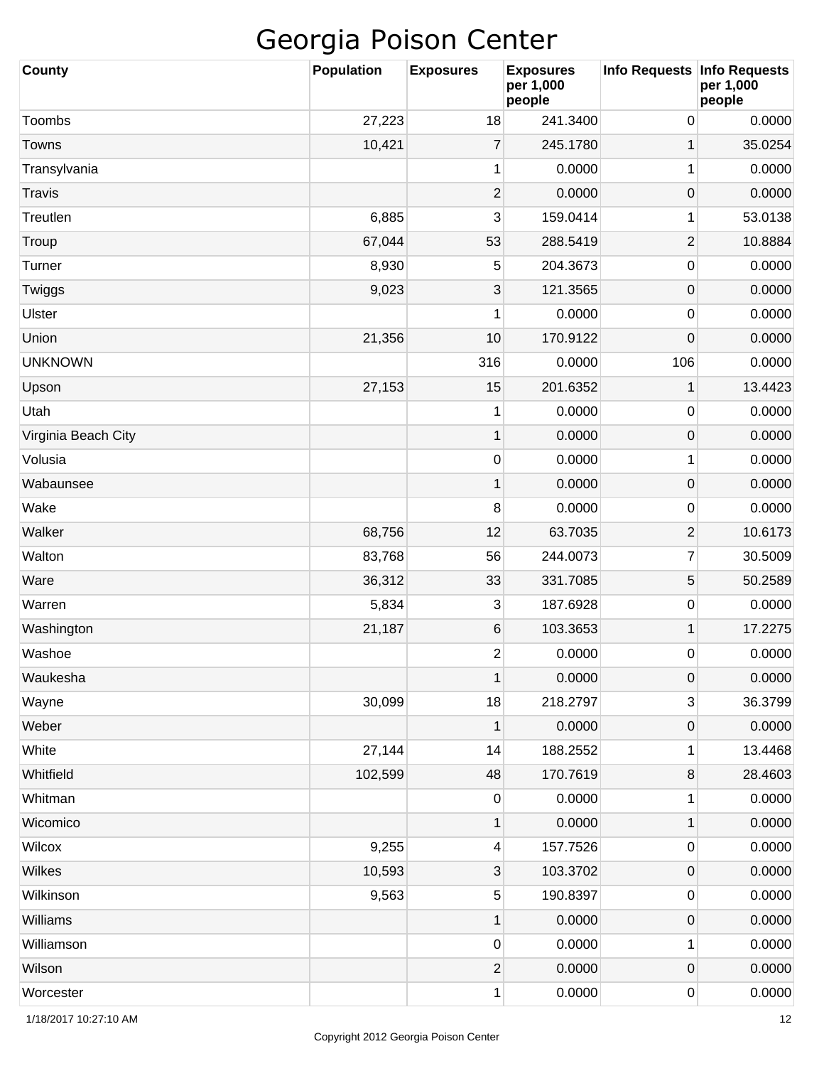# Georgia Poison Center

| County | Population | Exposures | Exposures per 1,000 people | Info Requests | Info Requests per 1,000 people |
|---|---|---|---|---|---|
| Toombs | 27,223 | 18 | 241.3400 | 0 | 0.0000 |
| Towns | 10,421 | 7 | 245.1780 | 1 | 35.0254 |
| Transylvania | | 1 | 0.0000 | 1 | 0.0000 |
| Travis | | 2 | 0.0000 | 0 | 0.0000 |
| Treutlen | 6,885 | 3 | 159.0414 | 1 | 53.0138 |
| Troup | 67,044 | 53 | 288.5419 | 2 | 10.8884 |
| Turner | 8,930 | 5 | 204.3673 | 0 | 0.0000 |
| Twiggs | 9,023 | 3 | 121.3565 | 0 | 0.0000 |
| Ulster | | 1 | 0.0000 | 0 | 0.0000 |
| Union | 21,356 | 10 | 170.9122 | 0 | 0.0000 |
| UNKNOWN | | 316 | 0.0000 | 106 | 0.0000 |
| Upson | 27,153 | 15 | 201.6352 | 1 | 13.4423 |
| Utah | | 1 | 0.0000 | 0 | 0.0000 |
| Virginia Beach City | | 1 | 0.0000 | 0 | 0.0000 |
| Volusia | | 0 | 0.0000 | 1 | 0.0000 |
| Wabaunsee | | 1 | 0.0000 | 0 | 0.0000 |
| Wake | | 8 | 0.0000 | 0 | 0.0000 |
| Walker | 68,756 | 12 | 63.7035 | 2 | 10.6173 |
| Walton | 83,768 | 56 | 244.0073 | 7 | 30.5009 |
| Ware | 36,312 | 33 | 331.7085 | 5 | 50.2589 |
| Warren | 5,834 | 3 | 187.6928 | 0 | 0.0000 |
| Washington | 21,187 | 6 | 103.3653 | 1 | 17.2275 |
| Washoe | | 2 | 0.0000 | 0 | 0.0000 |
| Waukesha | | 1 | 0.0000 | 0 | 0.0000 |
| Wayne | 30,099 | 18 | 218.2797 | 3 | 36.3799 |
| Weber | | 1 | 0.0000 | 0 | 0.0000 |
| White | 27,144 | 14 | 188.2552 | 1 | 13.4468 |
| Whitfield | 102,599 | 48 | 170.7619 | 8 | 28.4603 |
| Whitman | | 0 | 0.0000 | 1 | 0.0000 |
| Wicomico | | 1 | 0.0000 | 1 | 0.0000 |
| Wilcox | 9,255 | 4 | 157.7526 | 0 | 0.0000 |
| Wilkes | 10,593 | 3 | 103.3702 | 0 | 0.0000 |
| Wilkinson | 9,563 | 5 | 190.8397 | 0 | 0.0000 |
| Williams | | 1 | 0.0000 | 0 | 0.0000 |
| Williamson | | 0 | 0.0000 | 1 | 0.0000 |
| Wilson | | 2 | 0.0000 | 0 | 0.0000 |
| Worcester | | 1 | 0.0000 | 0 | 0.0000 |

1/18/2017 10:27:10 AM

Copyright 2012 Georgia Poison Center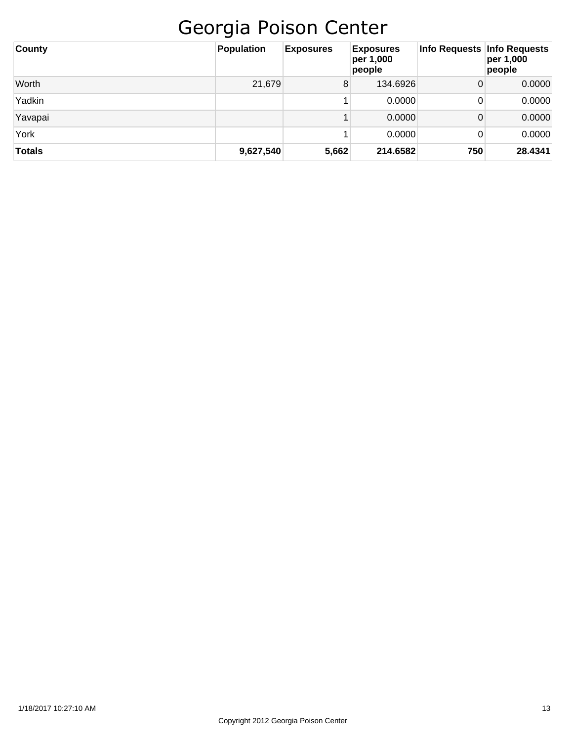# Georgia Poison Center

| County | Population | Exposures | Exposures per 1,000 people | Info Requests | Info Requests per 1,000 people |
|---|---|---|---|---|---|
| Worth | 21,679 | 8 | 134.6926 | 0 | 0.0000 |
| Yadkin | | 1 | 0.0000 | 0 | 0.0000 |
| Yavapai | | 1 | 0.0000 | 0 | 0.0000 |
| York | | 1 | 0.0000 | 0 | 0.0000 |
| **Totals** | **9,627,540** | **5,662** | **214.6582** | **750** | **28.4341** |

1/18/2017 10:27:10 AM

Copyright 2012 Georgia Poison Center